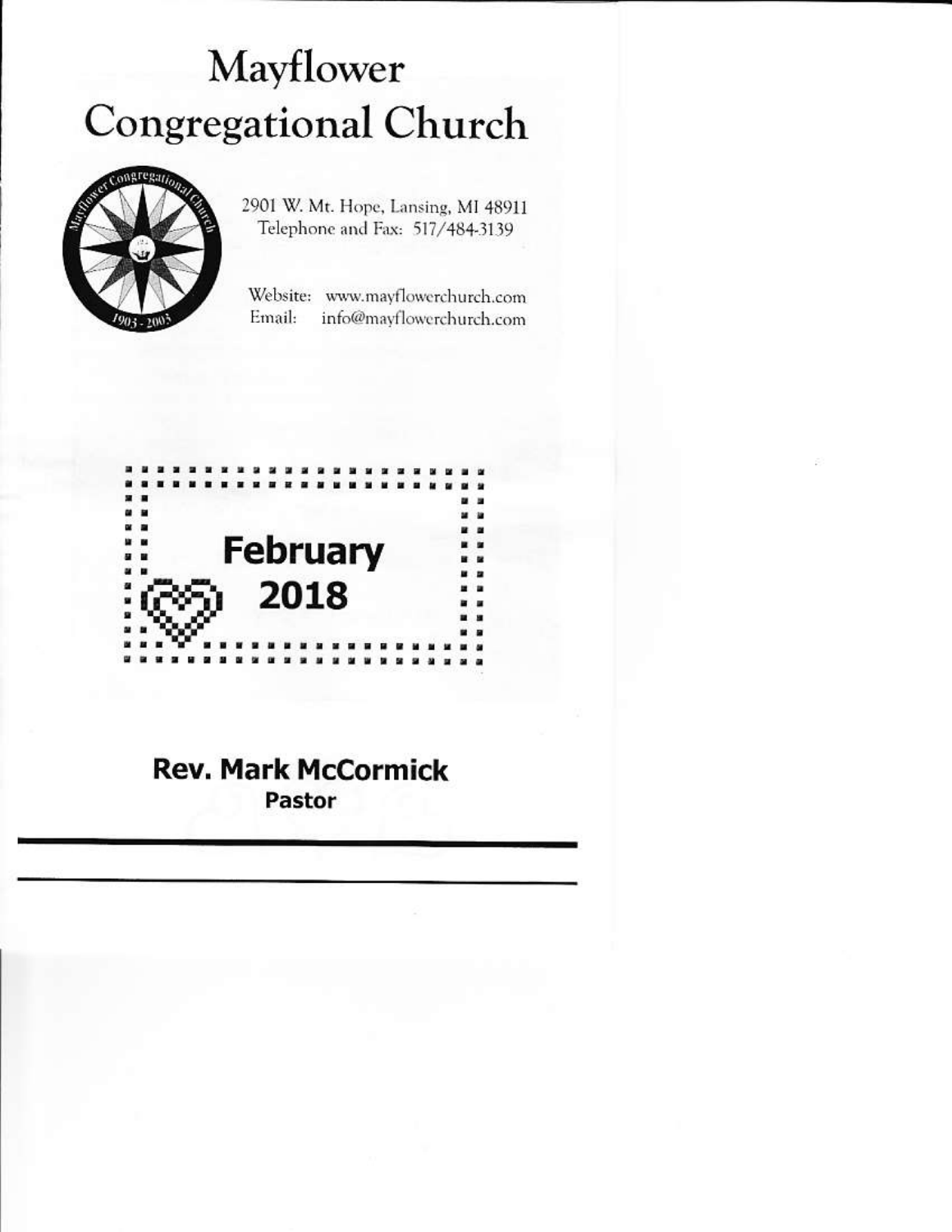# Mayflower Congregational Church

2901 W. Mt. Hope, Lansing, MI 48911
Telephone and Fax: 517/484-3139

Website: www.mayflowerchurch.com
Email: info@mayflowerchurch.com

## February 2018

**Rev. Mark McCormick**
**Pastor**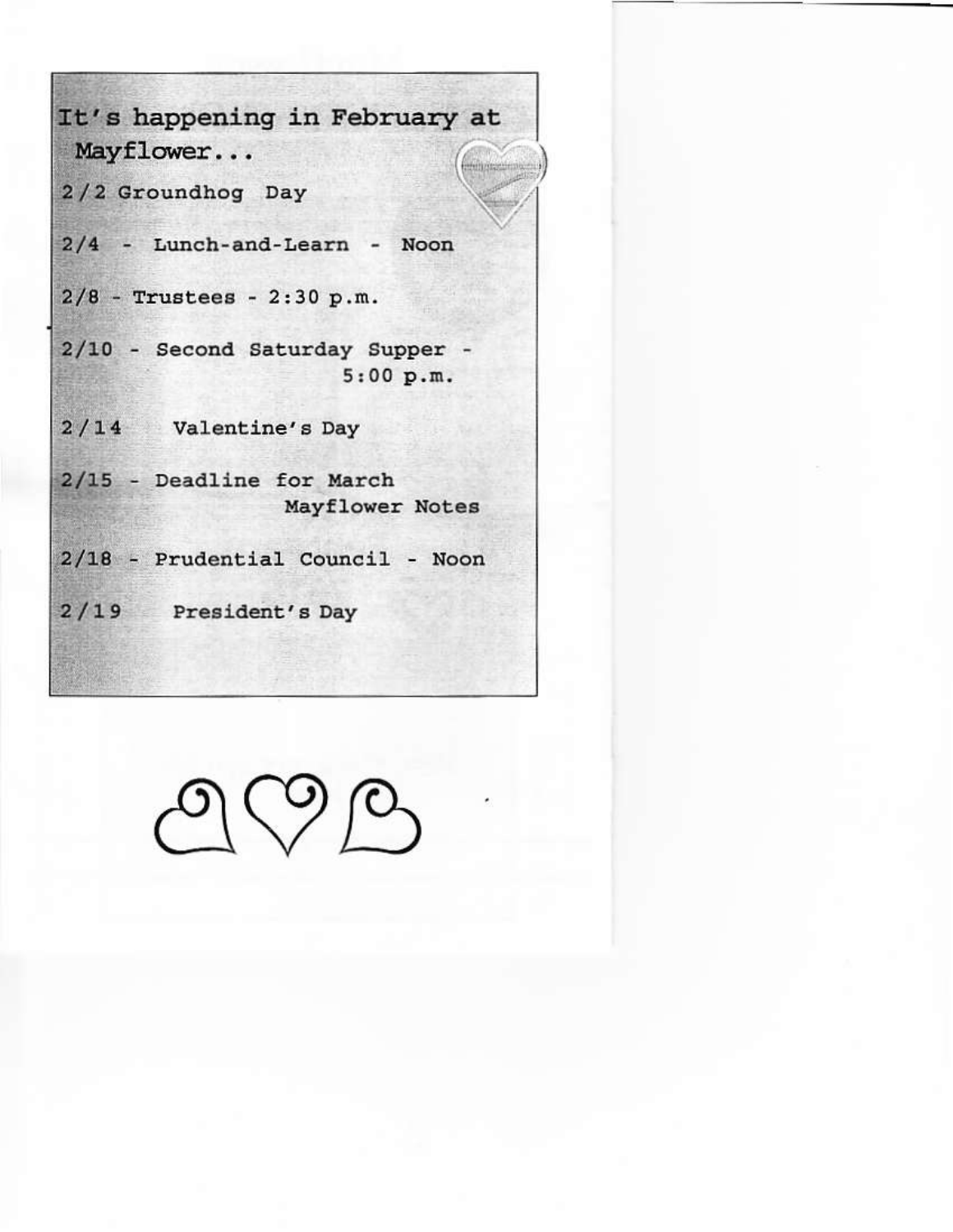## It's happening in February at Mayflower...

2/2 Groundhog Day

2/4 - Lunch-and-Learn - Noon

2/8 - Trustees - 2:30 p.m.

2/10 - Second Saturday Supper - 5:00 p.m.

2/14 Valentine's Day

2/15 - Deadline for March Mayflower Notes

2/18 - Prudential Council - Noon

2/19 President's Day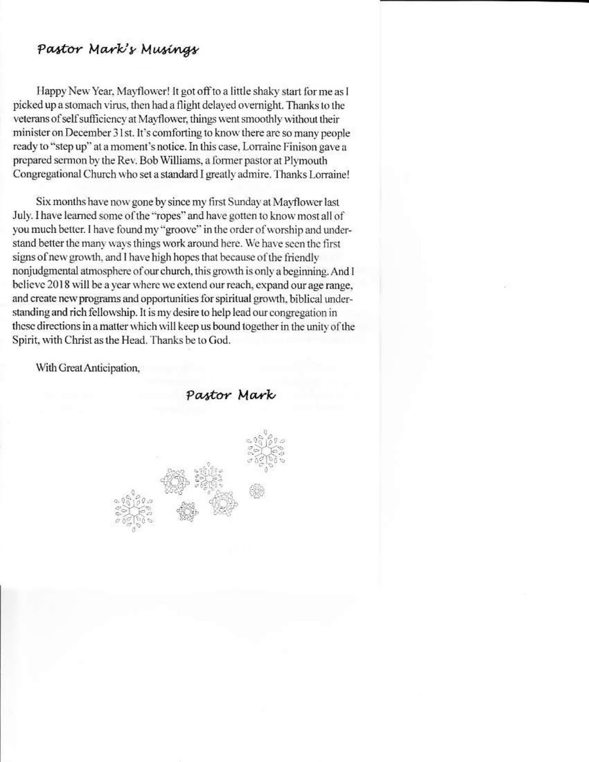## *Pastor Mark's Musings*

Happy New Year, Mayflower! It got off to a little shaky start for me as I picked up a stomach virus, then had a flight delayed overnight. Thanks to the veterans of self sufficiency at Mayflower, things went smoothly without their minister on December 31st. It's comforting to know there are so many people ready to "step up" at a moment's notice. In this case, Lorraine Finison gave a prepared sermon by the Rev. Bob Williams, a former pastor at Plymouth Congregational Church who set a standard I greatly admire. Thanks Lorraine!

Six months have now gone by since my first Sunday at Mayflower last July. I have learned some of the "ropes" and have gotten to know most all of you much better. I have found my "groove" in the order of worship and understand better the many ways things work around here. We have seen the first signs of new growth, and I have high hopes that because of the friendly nonjudgmental atmosphere of our church, this growth is only a beginning. And I believe 2018 will be a year where we extend our reach, expand our age range, and create new programs and opportunities for spiritual growth, biblical understanding and rich fellowship. It is my desire to help lead our congregation in these directions in a matter which will keep us bound together in the unity of the Spirit, with Christ as the Head. Thanks be to God.

With Great Anticipation,

*Pastor Mark*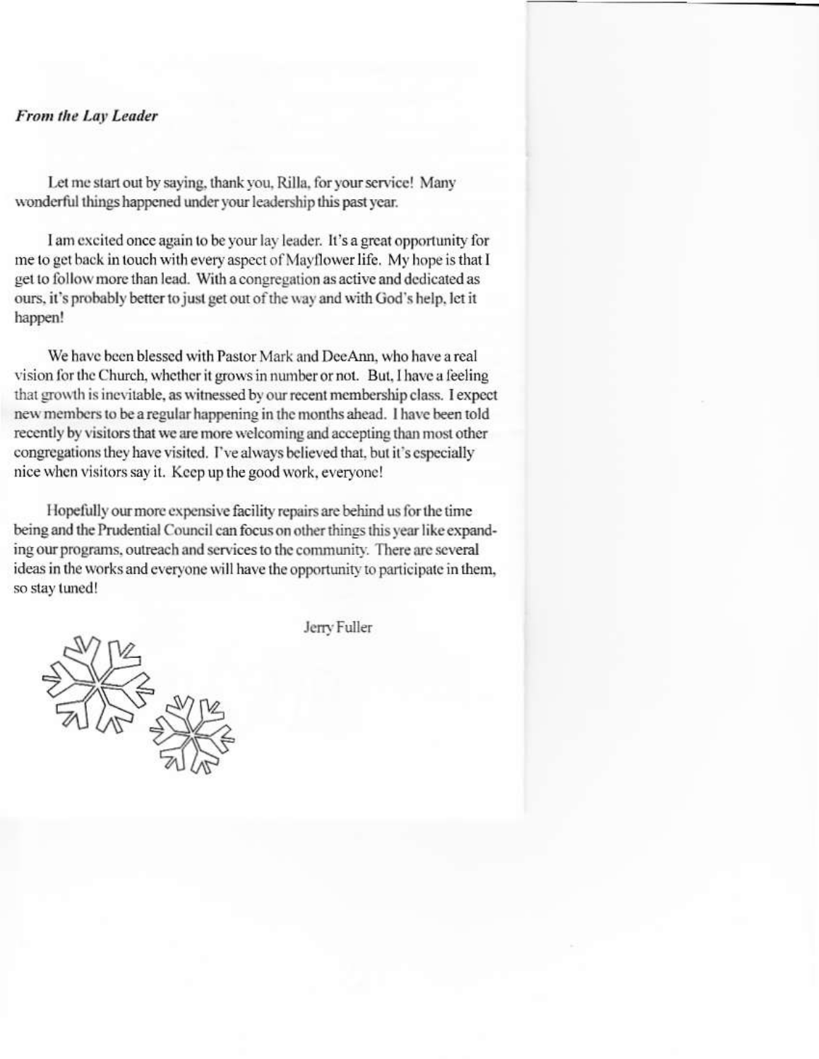*From the Lay Leader*

Let me start out by saying, thank you, Rilla, for your service! Many wonderful things happened under your leadership this past year.

I am excited once again to be your lay leader. It's a great opportunity for me to get back in touch with every aspect of Mayflower life. My hope is that I get to follow more than lead. With a congregation as active and dedicated as ours, it's probably better to just get out of the way and with God's help, let it happen!

We have been blessed with Pastor Mark and DeeAnn, who have a real vision for the Church, whether it grows in number or not. But, I have a feeling that growth is inevitable, as witnessed by our recent membership class. I expect new members to be a regular happening in the months ahead. I have been told recently by visitors that we are more welcoming and accepting than most other congregations they have visited. I've always believed that, but it's especially nice when visitors say it. Keep up the good work, everyone!

Hopefully our more expensive facility repairs are behind us for the time being and the Prudential Council can focus on other things this year like expanding our programs, outreach and services to the community. There are several ideas in the works and everyone will have the opportunity to participate in them, so stay tuned!

Jerry Fuller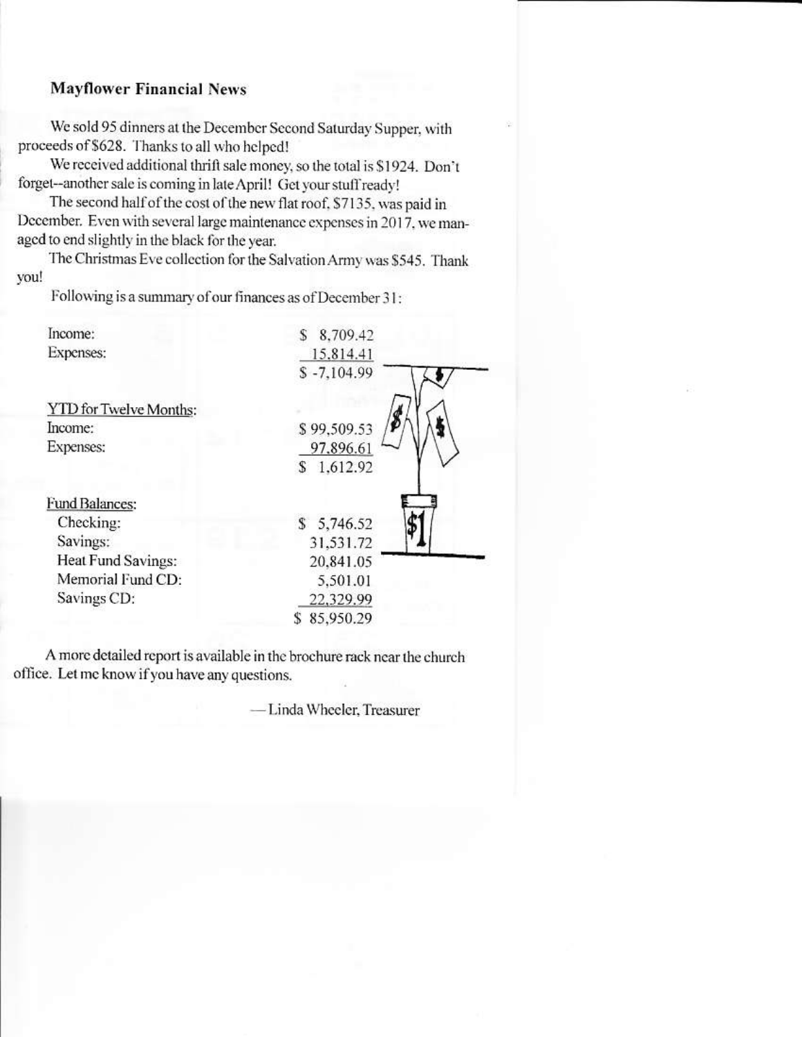## Mayflower Financial News

We sold 95 dinners at the December Second Saturday Supper, with proceeds of $628. Thanks to all who helped!

We received additional thrift sale money, so the total is $1924. Don't forget--another sale is coming in late April! Get your stuff ready!

The second half of the cost of the new flat roof, $7135, was paid in December. Even with several large maintenance expenses in 2017, we managed to end slightly in the black for the year.

The Christmas Eve collection for the Salvation Army was $545. Thank you!

Following is a summary of our finances as of December 31:

| | |
|---|---|
| Income: | $ 8,709.42 |
| Expenses: | 15,814.41 |
| | $ -7,104.99 |
| | |
| YTD for Twelve Months: | |
| Income: | $ 99,509.53 |
| Expenses: | 97,896.61 |
| | $ 1,612.92 |
| | |
| Fund Balances: | |
| Checking: | $ 5,746.52 |
| Savings: | 31,531.72 |
| Heat Fund Savings: | 20,841.05 |
| Memorial Fund CD: | 5,501.01 |
| Savings CD: | 22,329.99 |
| | $ 85,950.29 |

A more detailed report is available in the brochure rack near the church office. Let me know if you have any questions.

—Linda Wheeler, Treasurer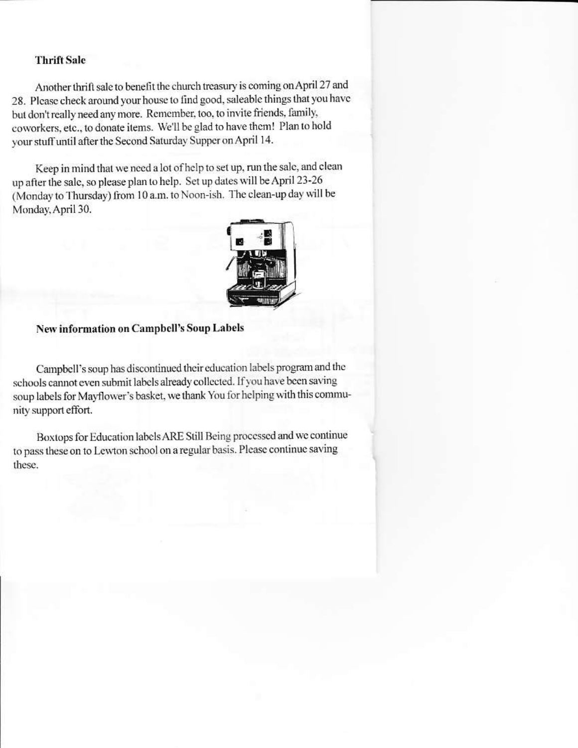## Thrift Sale

Another thrift sale to benefit the church treasury is coming on April 27 and 28. Please check around your house to find good, saleable things that you have but don't really need any more. Remember, too, to invite friends, family, coworkers, etc., to donate items. We'll be glad to have them! Plan to hold your stuff until after the Second Saturday Supper on April 14.

Keep in mind that we need a lot of help to set up, run the sale, and clean up after the sale, so please plan to help. Set up dates will be April 23-26 (Monday to Thursday) from 10 a.m. to Noon-ish. The clean-up day will be Monday, April 30.

## New information on Campbell's Soup Labels

Campbell's soup has discontinued their education labels program and the schools cannot even submit labels already collected. If you have been saving soup labels for Mayflower's basket, we thank You for helping with this community support effort.

Boxtops for Education labels ARE Still Being processed and we continue to pass these on to Lewton school on a regular basis. Please continue saving these.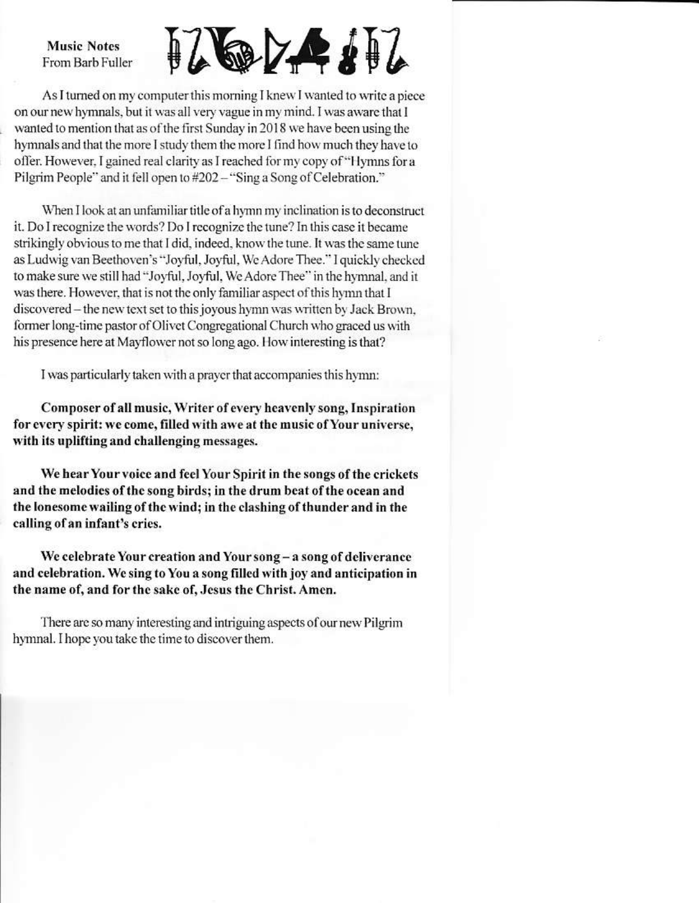**Music Notes**
From Barb Fuller

As I turned on my computer this morning I knew I wanted to write a piece on our new hymnals, but it was all very vague in my mind. I was aware that I wanted to mention that as of the first Sunday in 2018 we have been using the hymnals and that the more I study them the more I find how much they have to offer. However, I gained real clarity as I reached for my copy of "Hymns for a Pilgrim People" and it fell open to #202 – "Sing a Song of Celebration."

When I look at an unfamiliar title of a hymn my inclination is to deconstruct it. Do I recognize the words? Do I recognize the tune? In this case it became strikingly obvious to me that I did, indeed, know the tune. It was the same tune as Ludwig van Beethoven's "Joyful, Joyful, We Adore Thee." I quickly checked to make sure we still had "Joyful, Joyful, We Adore Thee" in the hymnal, and it was there. However, that is not the only familiar aspect of this hymn that I discovered – the new text set to this joyous hymn was written by Jack Brown, former long-time pastor of Olivet Congregational Church who graced us with his presence here at Mayflower not so long ago. How interesting is that?

I was particularly taken with a prayer that accompanies this hymn:

**Composer of all music, Writer of every heavenly song, Inspiration for every spirit: we come, filled with awe at the music of Your universe, with its uplifting and challenging messages.**

**We hear Your voice and feel Your Spirit in the songs of the crickets and the melodies of the song birds; in the drum beat of the ocean and the lonesome wailing of the wind; in the clashing of thunder and in the calling of an infant's cries.**

**We celebrate Your creation and Your song – a song of deliverance and celebration. We sing to You a song filled with joy and anticipation in the name of, and for the sake of, Jesus the Christ. Amen.**

There are so many interesting and intriguing aspects of our new Pilgrim hymnal. I hope you take the time to discover them.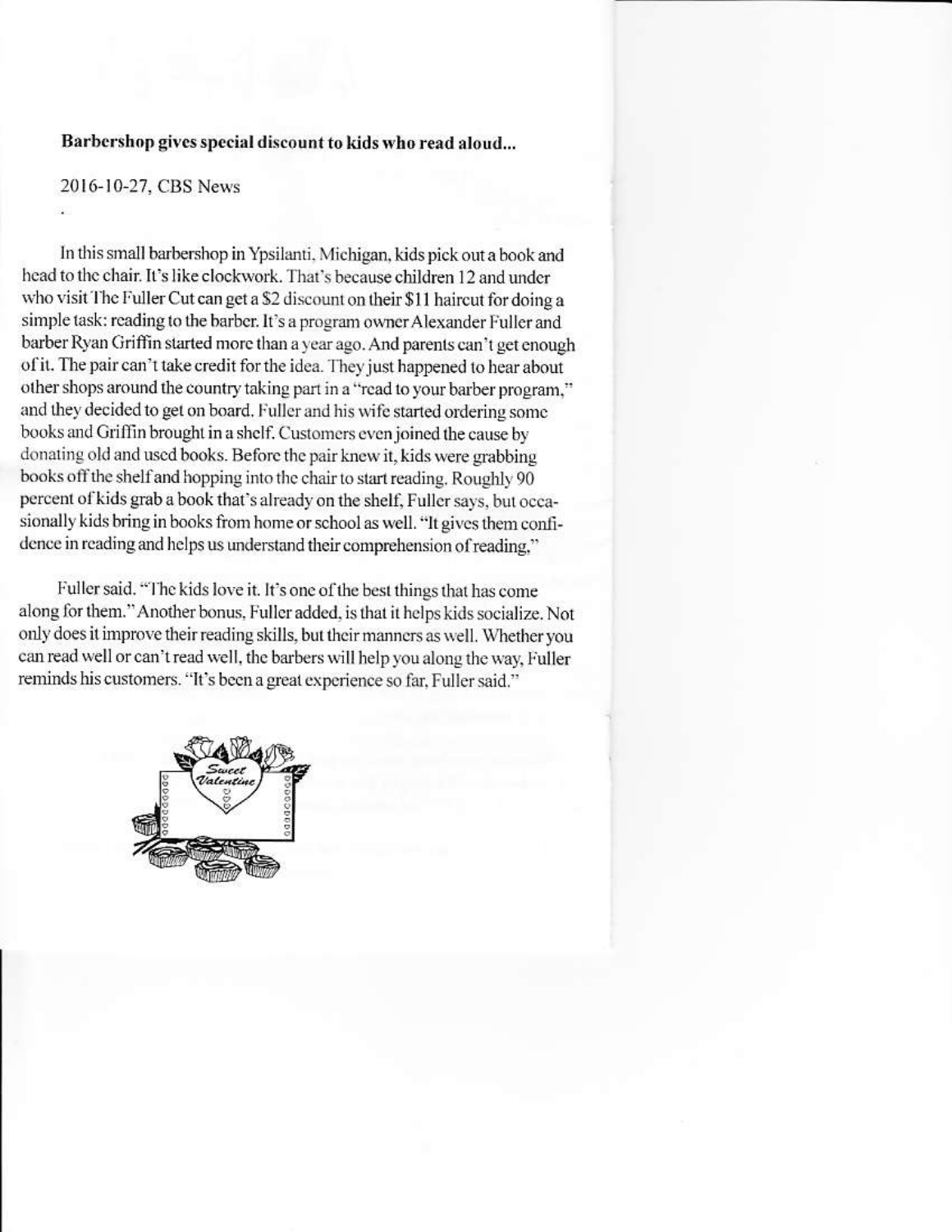**Barbershop gives special discount to kids who read aloud...**

2016-10-27, CBS News

In this small barbershop in Ypsilanti, Michigan, kids pick out a book and head to the chair. It's like clockwork. That's because children 12 and under who visit The Fuller Cut can get a $2 discount on their $11 haircut for doing a simple task: reading to the barber. It's a program owner Alexander Fuller and barber Ryan Griffin started more than a year ago. And parents can't get enough of it. The pair can't take credit for the idea. They just happened to hear about other shops around the country taking part in a "read to your barber program," and they decided to get on board. Fuller and his wife started ordering some books and Griffin brought in a shelf. Customers even joined the cause by donating old and used books. Before the pair knew it, kids were grabbing books off the shelf and hopping into the chair to start reading. Roughly 90 percent of kids grab a book that's already on the shelf, Fuller says, but occasionally kids bring in books from home or school as well. "It gives them confidence in reading and helps us understand their comprehension of reading,"

Fuller said. "The kids love it. It's one of the best things that has come along for them." Another bonus, Fuller added, is that it helps kids socialize. Not only does it improve their reading skills, but their manners as well. Whether you can read well or can't read well, the barbers will help you along the way, Fuller reminds his customers. "It's been a great experience so far, Fuller said."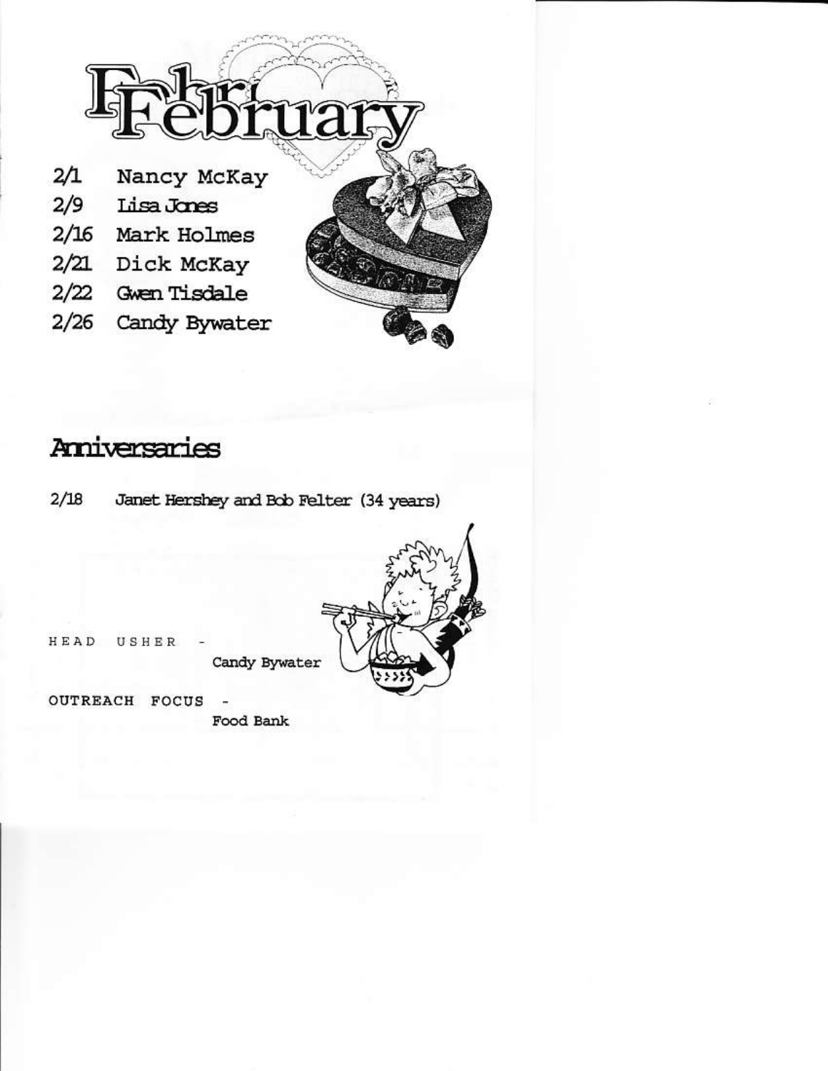# February

2/1 Nancy McKay
2/9 Lisa Jones
2/16 Mark Holmes
2/21 Dick McKay
2/22 Gwen Tisdale
2/26 Candy Bywater

## Anniversaries

2/18 Janet Hershey and Bob Felter (34 years)

HEAD USHER - Candy Bywater

OUTREACH FOCUS - Food Bank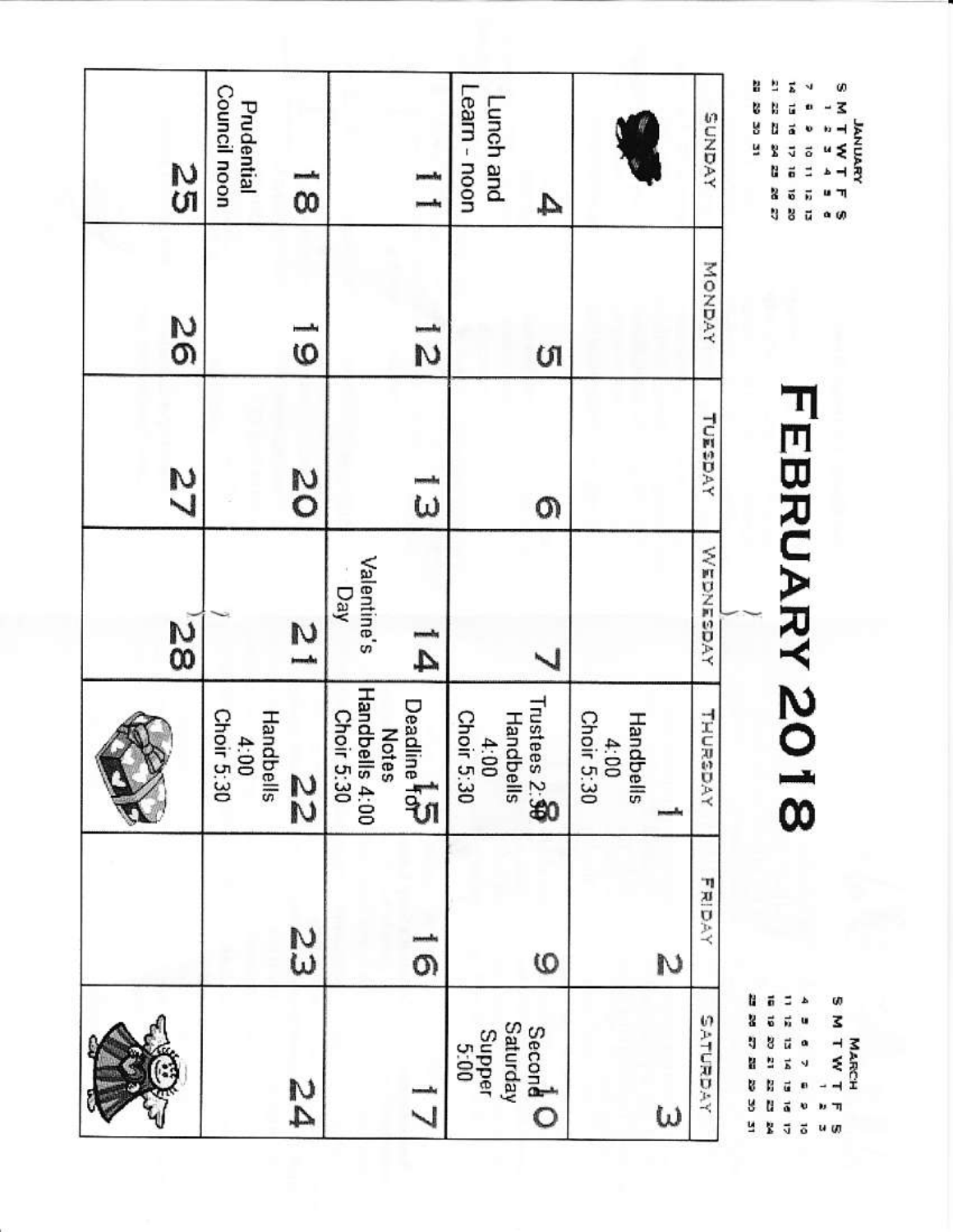# February 2018

| Sunday | Monday | Tuesday | Wednesday | Thursday | Friday | Saturday |
|---|---|---|---|---|---|---|
| | | | | 1 Handbells 4:00 Choir 5:30 | 2 | 3 |
| 4 Lunch and Learn - noon | 5 | 6 | 7 | 8 Trustees 2:30 Handbells 4:00 Choir 5:30 | 9 | 10 Second Saturday Supper 5:00 |
| 11 | 12 | 13 | 14 Valentine's Day | 15 Deadline for Notes Handbells 4:00 Choir 5:30 | 16 | 17 |
| 18 Prudential Council noon | 19 | 20 | 21 | 22 Handbells 4:00 Choir 5:30 | 23 | 24 |
| 25 | 26 | 27 | 28 | | | |

**January**

| S | M | T | W | T | F | S |
|---|---|---|---|---|---|---|
| | 1 | 2 | 3 | 4 | 5 | 6 |
| 7 | 8 | 9 | 10 | 11 | 12 | 13 |
| 14 | 15 | 16 | 17 | 18 | 19 | 20 |
| 21 | 22 | 23 | 24 | 25 | 26 | 27 |
| 28 | 29 | 30 | 31 | | | |

**March**

| S | M | T | W | T | F | S |
|---|---|---|---|---|---|---|
| | | | | 1 | 2 | 3 |
| 4 | 5 | 6 | 7 | 8 | 9 | 10 |
| 11 | 12 | 13 | 14 | 15 | 16 | 17 |
| 18 | 19 | 20 | 21 | 22 | 23 | 24 |
| 25 | 26 | 27 | 28 | 29 | 30 | 31 |